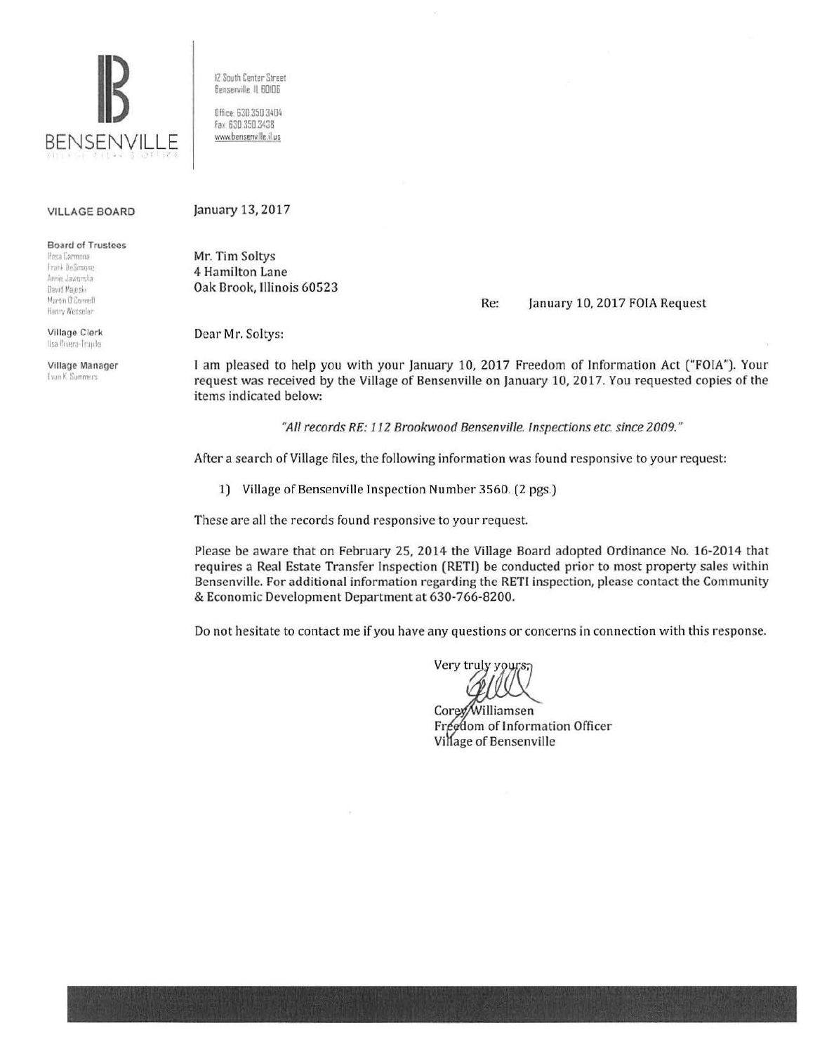BENSENVILLE

12 South Center Street
Bensenville, IL 60106

Office: 630.350.3404
Fax: 630.350.3438
www.bensenville.il.us

**VILLAGE BOARD**

**Board of Trustees**
Rosa Carmona
Frank DeSimone
Annie Jaworska
David Majeski
Martin O'Connell
Henry Wesseler

**Village Clerk**
Ilsa Rivera-Trujillo

**Village Manager**
Evan K. Summers

January 13, 2017

Mr. Tim Soltys
4 Hamilton Lane
Oak Brook, Illinois 60523

Re: January 10, 2017 FOIA Request

Dear Mr. Soltys:

I am pleased to help you with your January 10, 2017 Freedom of Information Act ("FOIA"). Your request was received by the Village of Bensenville on January 10, 2017. You requested copies of the items indicated below:

*"All records RE: 112 Brookwood Bensenville. Inspections etc. since 2009."*

After a search of Village files, the following information was found responsive to your request:

1) Village of Bensenville Inspection Number 3560. (2 pgs.)

These are all the records found responsive to your request.

Please be aware that on February 25, 2014 the Village Board adopted Ordinance No. 16-2014 that requires a Real Estate Transfer Inspection (RETI) be conducted prior to most property sales within Bensenville. For additional information regarding the RETI inspection, please contact the Community & Economic Development Department at 630-766-8200.

Do not hesitate to contact me if you have any questions or concerns in connection with this response.

Very truly yours,

Corey Williamsen
Freedom of Information Officer
Village of Bensenville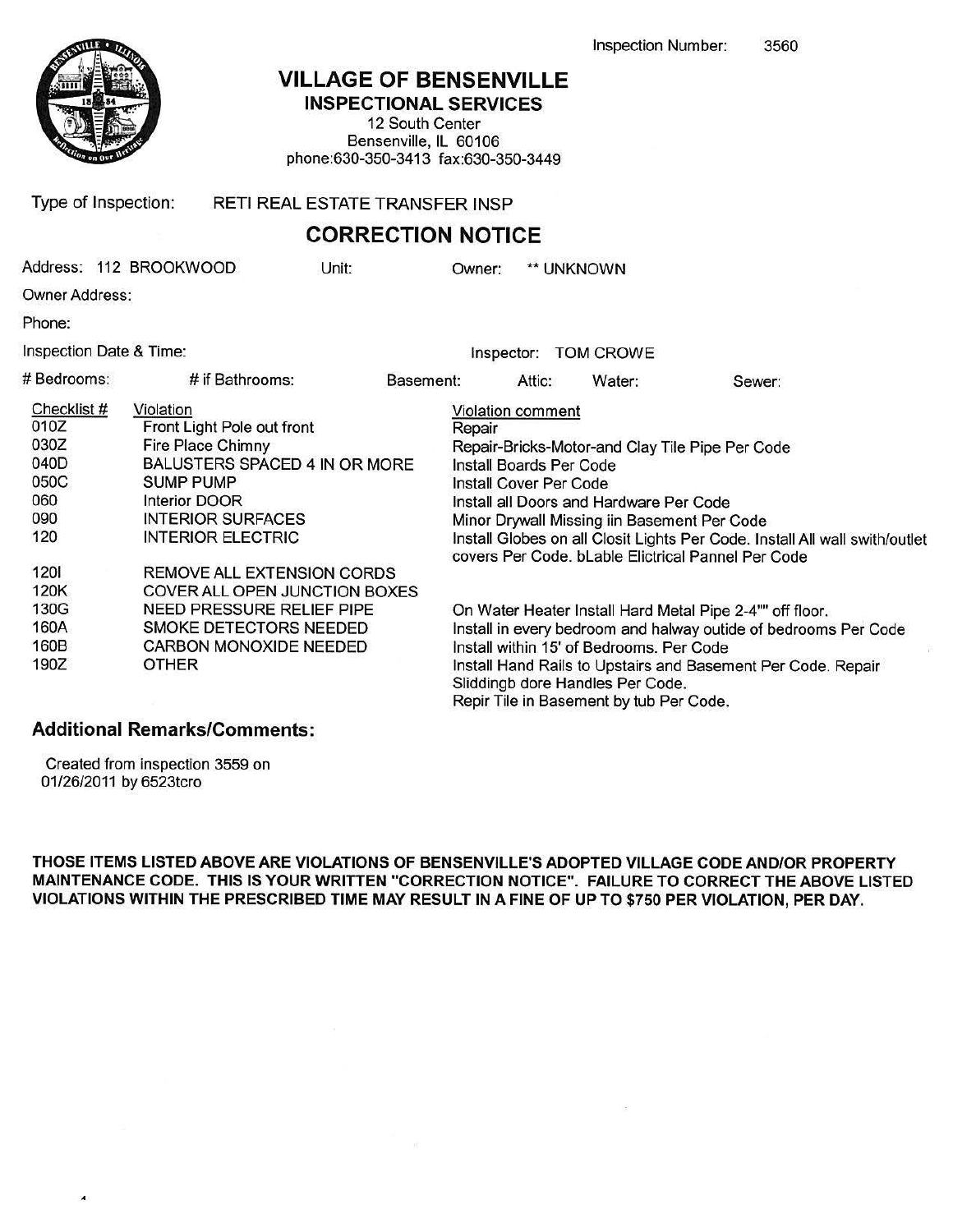Inspection Number: 3560

# VILLAGE OF BENSENVILLE

## INSPECTIONAL SERVICES

12 South Center
Bensenville, IL 60106
phone:630-350-3413 fax:630-350-3449

Type of Inspection: RETI REAL ESTATE TRANSFER INSP

## CORRECTION NOTICE

Address: 112 BROOKWOOD | Unit: | Owner: ** UNKNOWN

Owner Address:

Phone:

Inspection Date & Time: | Inspector: TOM CROWE

# Bedrooms: | # if Bathrooms: | Basement: | Attic: | Water: | Sewer:

| Checklist # | Violation | Violation comment |
|---|---|---|
| 010Z | Front Light Pole out front | Repair |
| 030Z | Fire Place Chimny | Repair-Bricks-Motor-and Clay Tile Pipe Per Code |
| 040D | BALUSTERS SPACED 4 IN OR MORE | Install Boards Per Code |
| 050C | SUMP PUMP | Install Cover Per Code |
| 060 | Interior DOOR | Install all Doors and Hardware Per Code |
| 090 | INTERIOR SURFACES | Minor Drywall Missing iin Basement Per Code |
| 120 | INTERIOR ELECTRIC | Install Globes on all Closit Lights Per Code. Install All wall swith/outlet covers Per Code. bLable Elictrical Pannel Per Code |
| 120I | REMOVE ALL EXTENSION CORDS | |
| 120K | COVER ALL OPEN JUNCTION BOXES | |
| 130G | NEED PRESSURE RELIEF PIPE | On Water Heater Install Hard Metal Pipe 2-4"" off floor. |
| 160A | SMOKE DETECTORS NEEDED | Install in every bedroom and halway outide of bedrooms Per Code |
| 160B | CARBON MONOXIDE NEEDED | Install within 15' of Bedrooms. Per Code |
| 190Z | OTHER | Install Hand Rails to Upstairs and Basement Per Code. Repair Sliddingb dore Handles Per Code. Repir Tile in Basement by tub Per Code. |

### Additional Remarks/Comments:

Created from inspection 3559 on 01/26/2011 by 6523tcro

**THOSE ITEMS LISTED ABOVE ARE VIOLATIONS OF BENSENVILLE'S ADOPTED VILLAGE CODE AND/OR PROPERTY MAINTENANCE CODE. THIS IS YOUR WRITTEN "CORRECTION NOTICE". FAILURE TO CORRECT THE ABOVE LISTED VIOLATIONS WITHIN THE PRESCRIBED TIME MAY RESULT IN A FINE OF UP TO $750 PER VIOLATION, PER DAY.**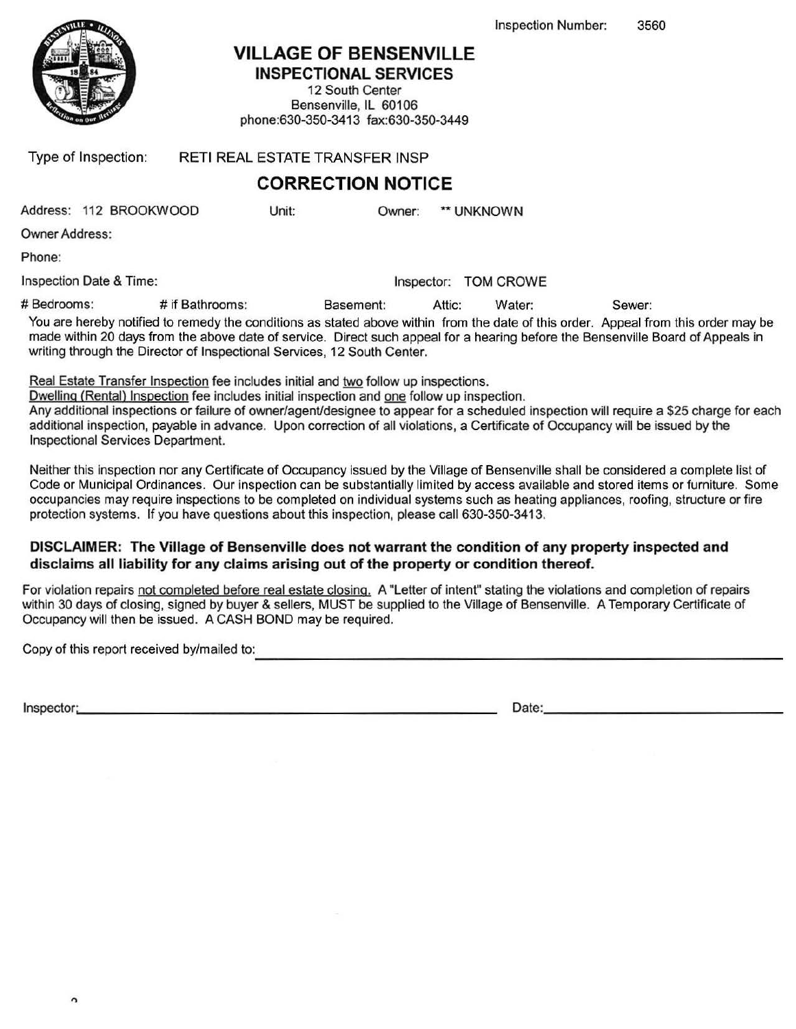Inspection Number: 3560

# VILLAGE OF BENSENVILLE

## INSPECTIONAL SERVICES

12 South Center
Bensenville, IL 60106
phone:630-350-3413 fax:630-350-3449

Type of Inspection: RETI REAL ESTATE TRANSFER INSP

## CORRECTION NOTICE

Address: 112 BROOKWOOD Unit: Owner: ** UNKNOWN

Owner Address:

Phone:

Inspection Date & Time: Inspector: TOM CROWE

# Bedrooms: # if Bathrooms: Basement: Attic: Water: Sewer:

You are hereby notified to remedy the conditions as stated above within from the date of this order. Appeal from this order may be made within 20 days from the above date of service. Direct such appeal for a hearing before the Bensenville Board of Appeals in writing through the Director of Inspectional Services, 12 South Center.

Real Estate Transfer Inspection fee includes initial and two follow up inspections.
Dwelling (Rental) Inspection fee includes initial inspection and one follow up inspection.
Any additional inspections or failure of owner/agent/designee to appear for a scheduled inspection will require a $25 charge for each additional inspection, payable in advance. Upon correction of all violations, a Certificate of Occupancy will be issued by the Inspectional Services Department.

Neither this inspection nor any Certificate of Occupancy issued by the Village of Bensenville shall be considered a complete list of Code or Municipal Ordinances. Our inspection can be substantially limited by access available and stored items or furniture. Some occupancies may require inspections to be completed on individual systems such as heating appliances, roofing, structure or fire protection systems. If you have questions about this inspection, please call 630-350-3413.

**DISCLAIMER: The Village of Bensenville does not warrant the condition of any property inspected and disclaims all liability for any claims arising out of the property or condition thereof.**

For violation repairs not completed before real estate closing. A "Letter of intent" stating the violations and completion of repairs within 30 days of closing, signed by buyer & sellers, MUST be supplied to the Village of Bensenville. A Temporary Certificate of Occupancy will then be issued. A CASH BOND may be required.

Copy of this report received by/mailed to: ______________________________

Inspector: ______________________________ Date: ______________________________